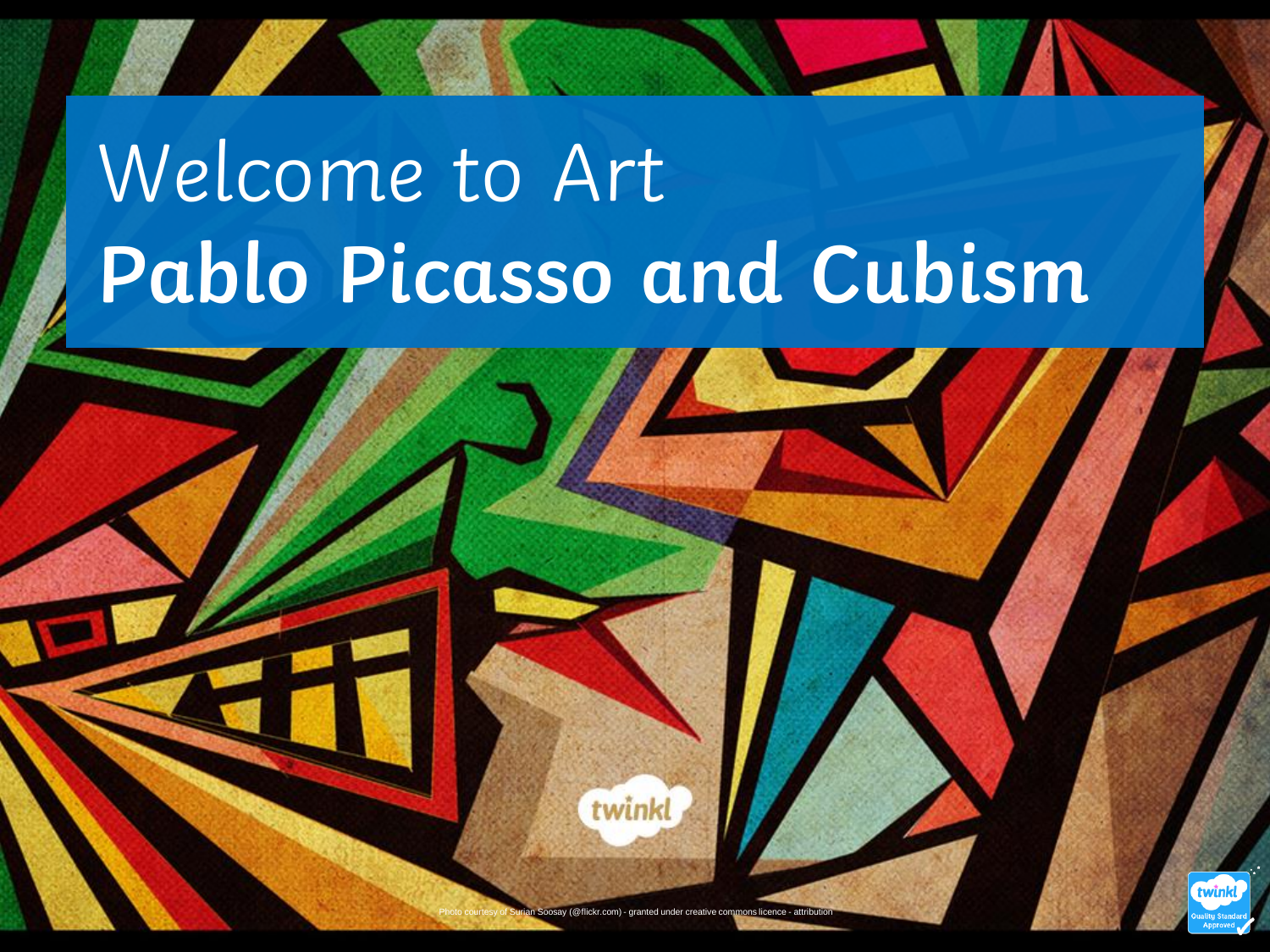# Welcome to Art

# Pablo Picasso and Cubism

Photo courtesy of Surian Soosay (@flickr.com) - granted under creative commons licence - attribution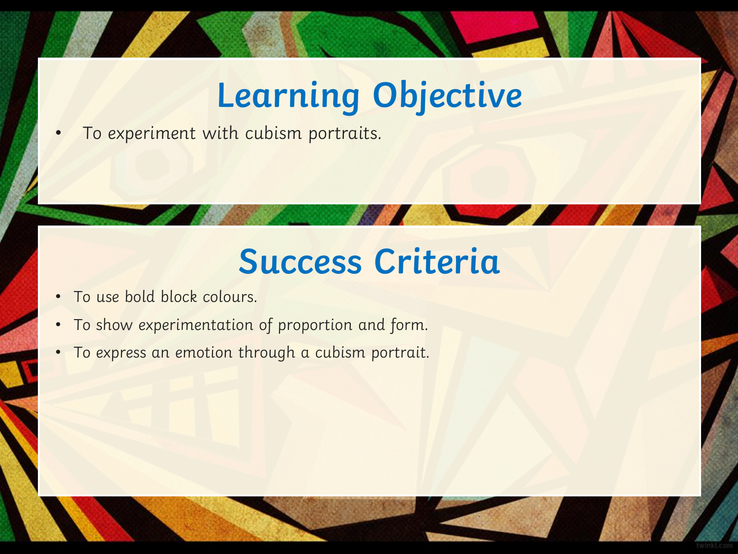# Learning Objective

- To experiment with cubism portraits.

# Success Criteria

- To use bold block colours.
- To show experimentation of proportion and form.
- To express an emotion through a cubism portrait.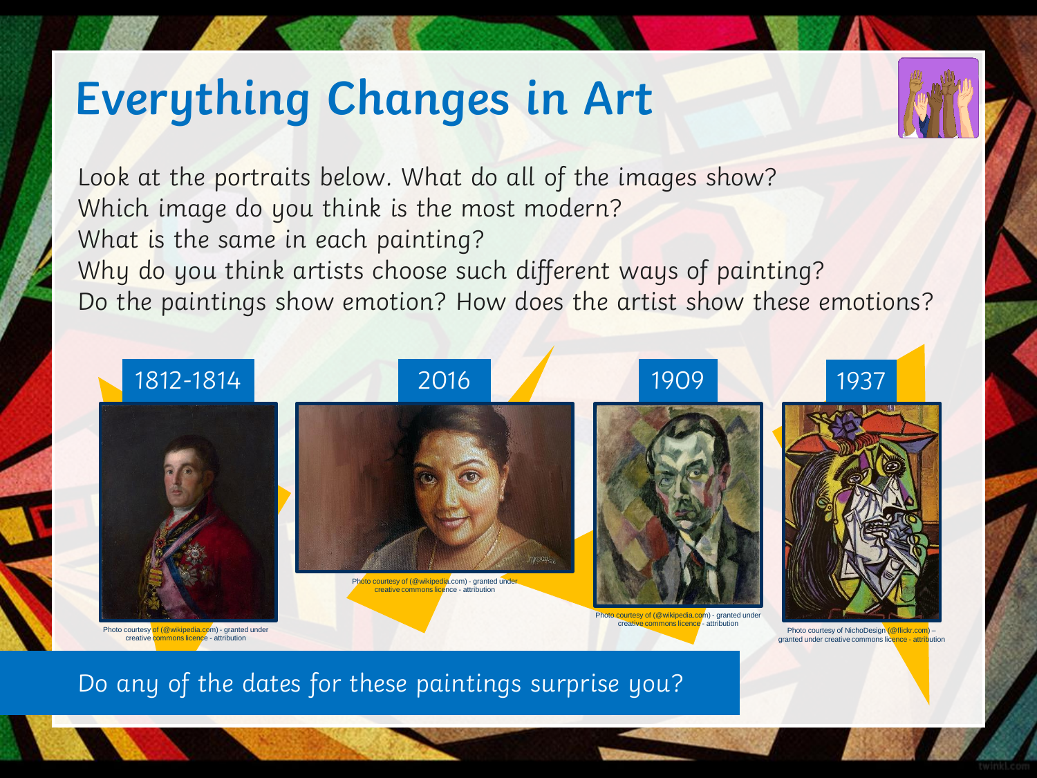# Everything Changes in Art

Look at the portraits below. What do all of the images show?
Which image do you think is the most modern?
What is the same in each painting?
Why do you think artists choose such different ways of painting?
Do the paintings show emotion? How does the artist show these emotions?

1812-1814

Photo courtesy of (@wikipedia.com) - granted under creative commons licence - attribution

2016

Photo courtesy of (@wikipedia.com) - granted under creative commons licence - attribution

1909

Photo courtesy of (@wikipedia.com) - granted under creative commons licence - attribution

1937

Photo courtesy of NichoDesign (@flickr.com) – granted under creative commons licence - attribution

Do any of the dates for these paintings surprise you?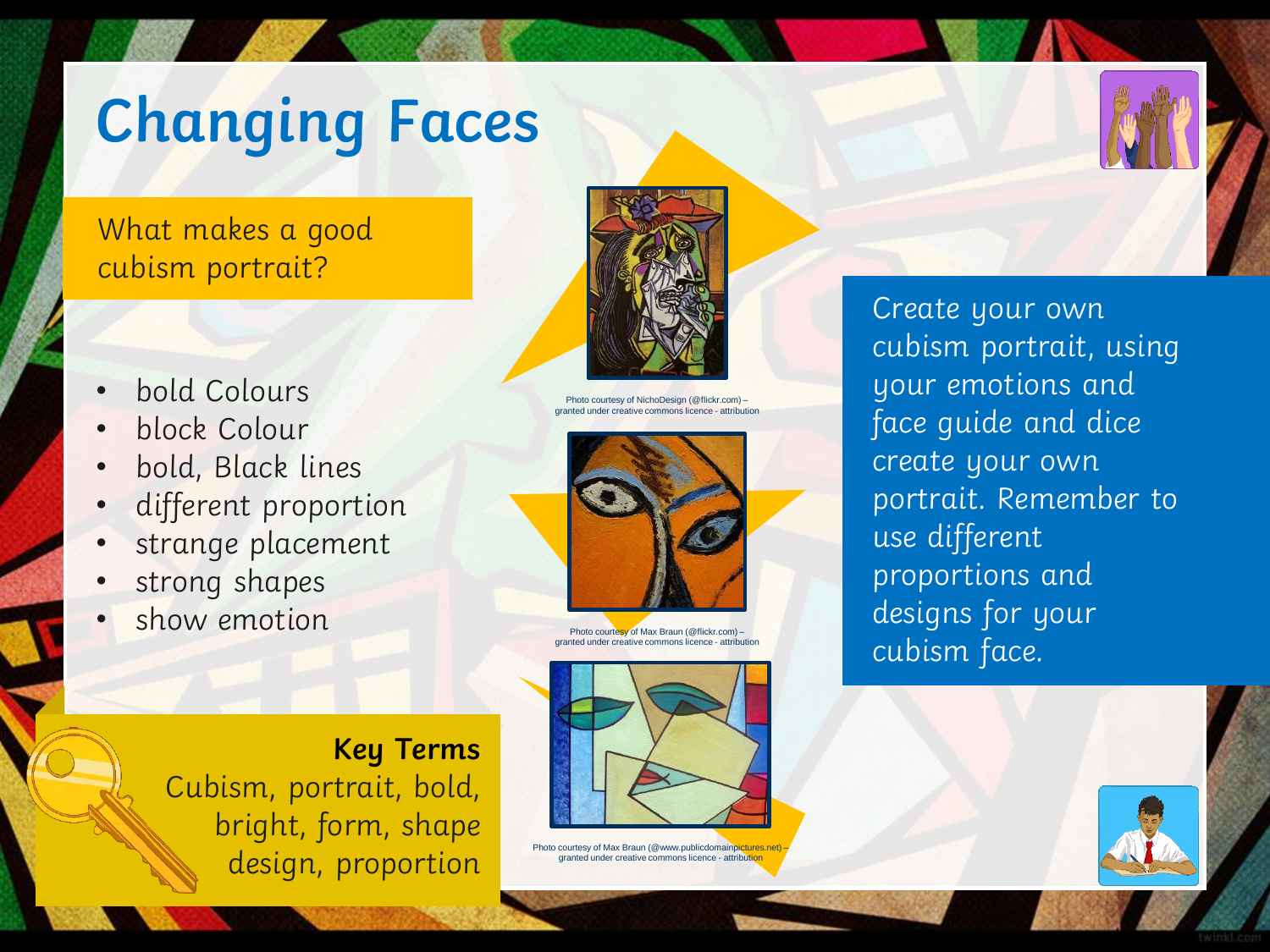# Changing Faces

What makes a good cubism portrait?

- bold Colours
- block Colour
- bold, Black lines
- different proportion
- strange placement
- strong shapes
- show emotion

Photo courtesy of NichoDesign (@flickr.com) – granted under creative commons licence - attribution

Photo courtesy of Max Braun (@flickr.com) – granted under creative commons licence - attribution

Photo courtesy of Max Braun (@www.publicdomainpictures.net) – granted under creative commons licence - attribution

Create your own cubism portrait, using your emotions and face guide and dice create your own portrait. Remember to use different proportions and designs for your cubism face.

**Key Terms**

Cubism, portrait, bold, bright, form, shape design, proportion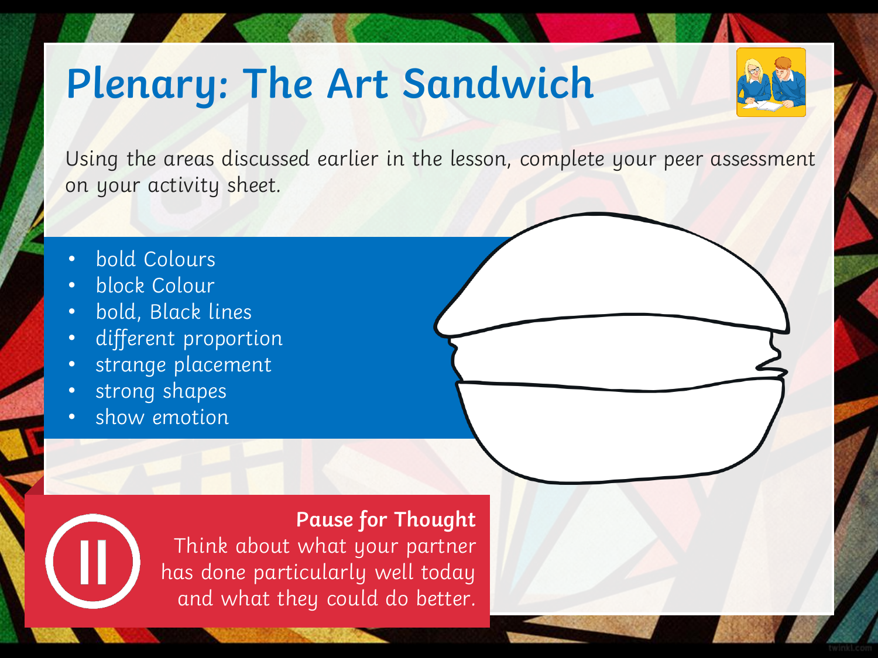# Plenary: The Art Sandwich

Using the areas discussed earlier in the lesson, complete your peer assessment on your activity sheet.

- bold Colours
- block Colour
- bold, Black lines
- different proportion
- strange placement
- strong shapes
- show emotion

**Pause for Thought**
Think about what your partner has done particularly well today and what they could do better.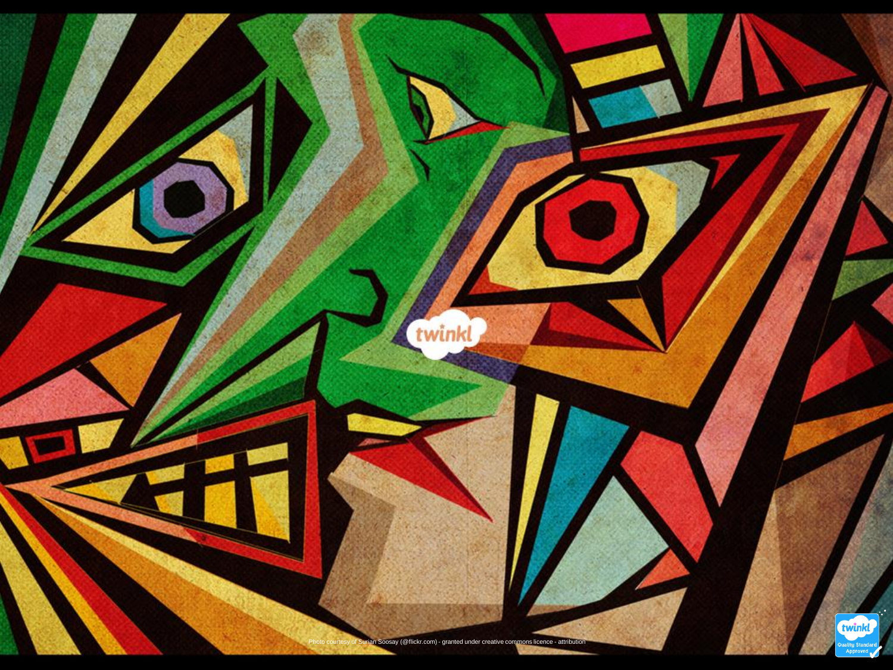Photo courtesy of Surian Soosay (@flickr.com) - granted under creative commons licence - attribution